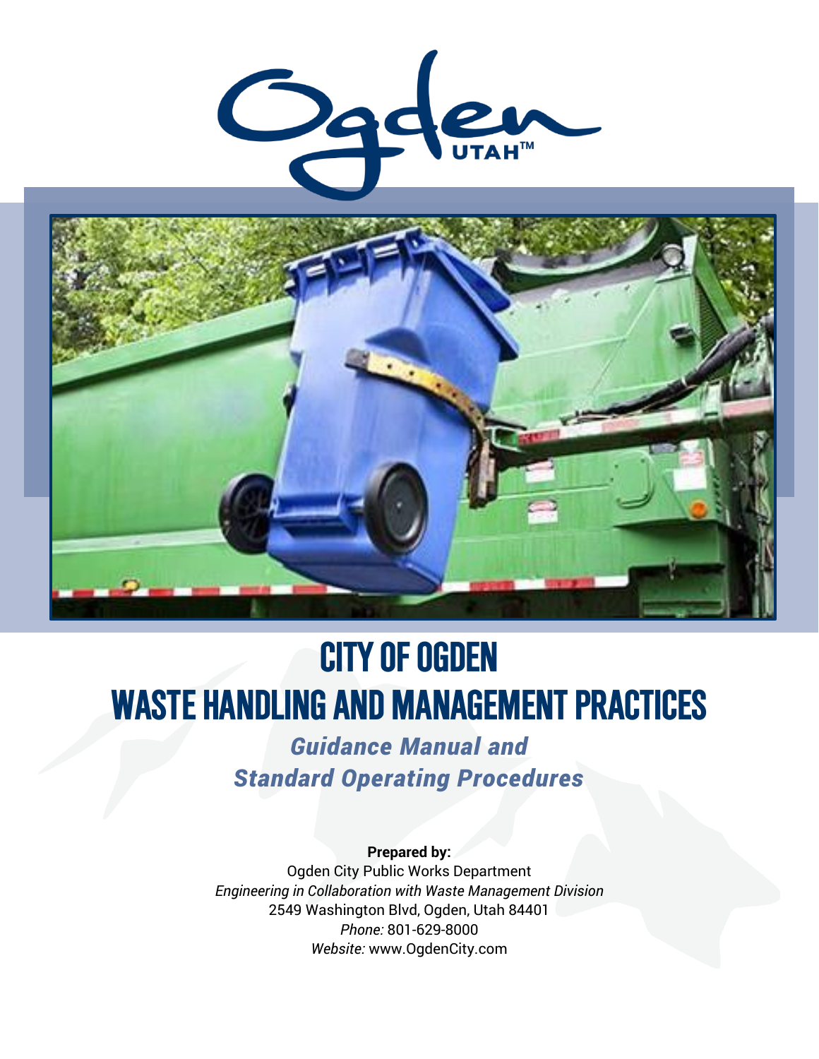Ogden UTAH™

# CITY OF OGDEN
# WASTE HANDLING AND MANAGEMENT PRACTICES

## *Guidance Manual and Standard Operating Procedures*

**Prepared by:**
Ogden City Public Works Department
*Engineering in Collaboration with Waste Management Division*
2549 Washington Blvd, Ogden, Utah 84401
*Phone:* 801-629-8000
*Website:* www.OgdenCity.com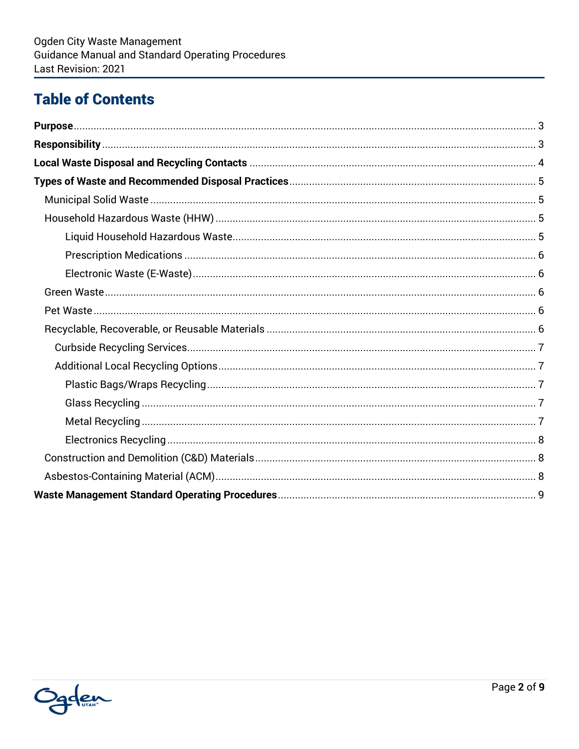## Table of Contents

- **Purpose** ... 3
- **Responsibility** ... 3
- **Local Waste Disposal and Recycling Contacts** ... 4
- **Types of Waste and Recommended Disposal Practices** ... 5
  - Municipal Solid Waste ... 5
  - Household Hazardous Waste (HHW) ... 5
    - Liquid Household Hazardous Waste ... 5
    - Prescription Medications ... 6
    - Electronic Waste (E-Waste) ... 6
  - Green Waste ... 6
  - Pet Waste ... 6
  - Recyclable, Recoverable, or Reusable Materials ... 6
    - Curbside Recycling Services ... 7
    - Additional Local Recycling Options ... 7
      - Plastic Bags/Wraps Recycling ... 7
      - Glass Recycling ... 7
      - Metal Recycling ... 7
      - Electronics Recycling ... 8
  - Construction and Demolition (C&D) Materials ... 8
  - Asbestos-Containing Material (ACM) ... 8
- **Waste Management Standard Operating Procedures** ... 9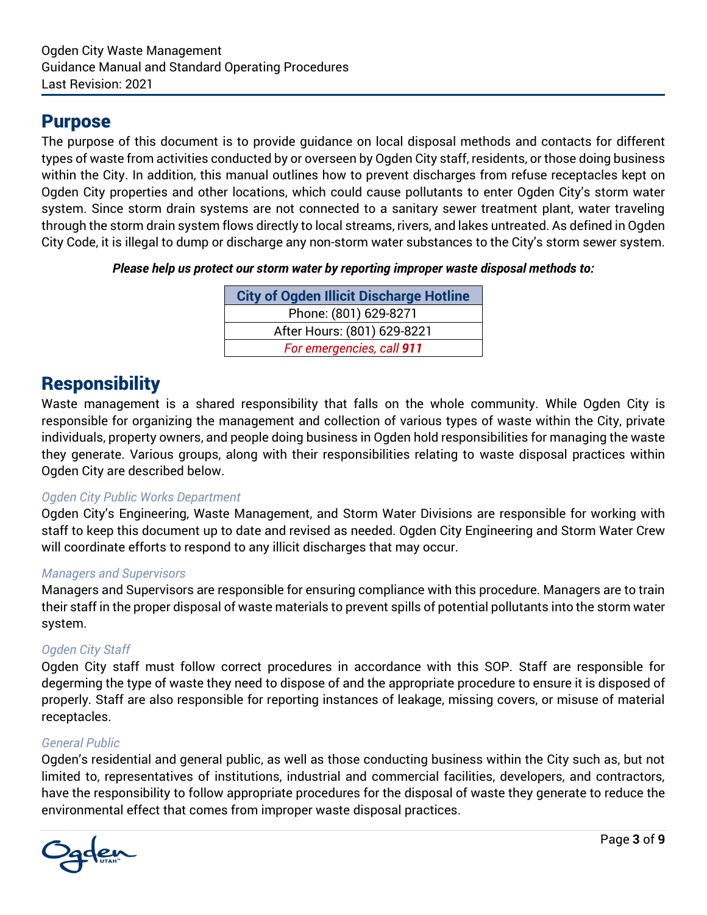## Purpose

The purpose of this document is to provide guidance on local disposal methods and contacts for different types of waste from activities conducted by or overseen by Ogden City staff, residents, or those doing business within the City. In addition, this manual outlines how to prevent discharges from refuse receptacles kept on Ogden City properties and other locations, which could cause pollutants to enter Ogden City's storm water system. Since storm drain systems are not connected to a sanitary sewer treatment plant, water traveling through the storm drain system flows directly to local streams, rivers, and lakes untreated. As defined in Ogden City Code, it is illegal to dump or discharge any non-storm water substances to the City's storm sewer system.

***Please help us protect our storm water by reporting improper waste disposal methods to:***

| City of Ogden Illicit Discharge Hotline |
|---|
| Phone: (801) 629-8271 |
| After Hours: (801) 629-8221 |
| *For emergencies, call **911*** |

## Responsibility

Waste management is a shared responsibility that falls on the whole community. While Ogden City is responsible for organizing the management and collection of various types of waste within the City, private individuals, property owners, and people doing business in Ogden hold responsibilities for managing the waste they generate. Various groups, along with their responsibilities relating to waste disposal practices within Ogden City are described below.

*Ogden City Public Works Department*

Ogden City's Engineering, Waste Management, and Storm Water Divisions are responsible for working with staff to keep this document up to date and revised as needed. Ogden City Engineering and Storm Water Crew will coordinate efforts to respond to any illicit discharges that may occur.

*Managers and Supervisors*

Managers and Supervisors are responsible for ensuring compliance with this procedure. Managers are to train their staff in the proper disposal of waste materials to prevent spills of potential pollutants into the storm water system.

*Ogden City Staff*

Ogden City staff must follow correct procedures in accordance with this SOP. Staff are responsible for degerming the type of waste they need to dispose of and the appropriate procedure to ensure it is disposed of properly. Staff are also responsible for reporting instances of leakage, missing covers, or misuse of material receptacles.

*General Public*

Ogden's residential and general public, as well as those conducting business within the City such as, but not limited to, representatives of institutions, industrial and commercial facilities, developers, and contractors, have the responsibility to follow appropriate procedures for the disposal of waste they generate to reduce the environmental effect that comes from improper waste disposal practices.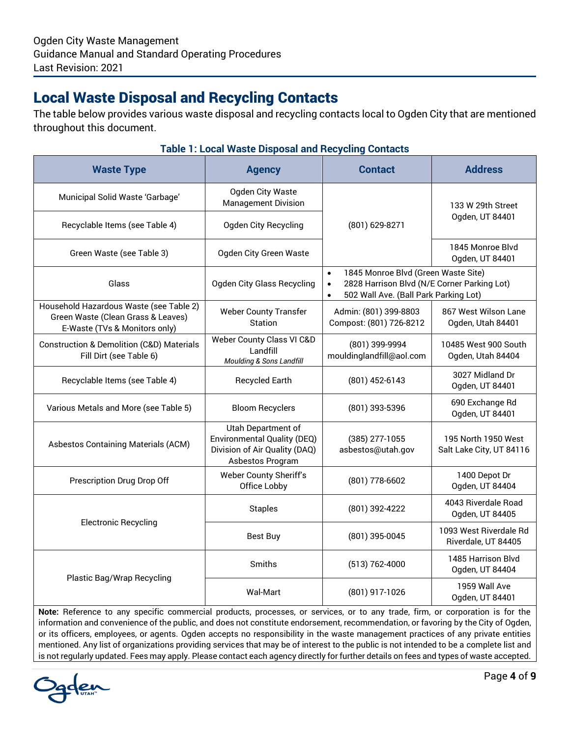## Local Waste Disposal and Recycling Contacts

The table below provides various waste disposal and recycling contacts local to Ogden City that are mentioned throughout this document.

**Table 1: Local Waste Disposal and Recycling Contacts**

| Waste Type | Agency | Contact | Address |
|---|---|---|---|
| Municipal Solid Waste 'Garbage' | Ogden City Waste Management Division | (801) 629-8271 | 133 W 29th Street Ogden, UT 84401 |
| Recyclable Items (see Table 4) | Ogden City Recycling | | |
| Green Waste (see Table 3) | Ogden City Green Waste | | 1845 Monroe Blvd Ogden, UT 84401 |
| Glass | Ogden City Glass Recycling | • 1845 Monroe Blvd (Green Waste Site)<br>• 2828 Harrison Blvd (N/E Corner Parking Lot)<br>• 502 Wall Ave. (Ball Park Parking Lot) | |
| Household Hazardous Waste (see Table 2)<br>Green Waste (Clean Grass & Leaves)<br>E-Waste (TVs & Monitors only) | Weber County Transfer Station | Admin: (801) 399-8803<br>Compost: (801) 726-8212 | 867 West Wilson Lane Ogden, Utah 84401 |
| Construction & Demolition (C&D) Materials<br>Fill Dirt (see Table 6) | Weber County Class VI C&D Landfill<br>*Moulding & Sons Landfill* | (801) 399-9994<br>mouldinglandfill@aol.com | 10485 West 900 South Ogden, Utah 84404 |
| Recyclable Items (see Table 4) | Recycled Earth | (801) 452-6143 | 3027 Midland Dr Ogden, UT 84401 |
| Various Metals and More (see Table 5) | Bloom Recyclers | (801) 393-5396 | 690 Exchange Rd Ogden, UT 84401 |
| Asbestos Containing Materials (ACM) | Utah Department of Environmental Quality (DEQ) Division of Air Quality (DAQ) Asbestos Program | (385) 277-1055<br>asbestos@utah.gov | 195 North 1950 West Salt Lake City, UT 84116 |
| Prescription Drug Drop Off | Weber County Sheriff's Office Lobby | (801) 778-6602 | 1400 Depot Dr Ogden, UT 84404 |
| Electronic Recycling | Staples | (801) 392-4222 | 4043 Riverdale Road Ogden, UT 84405 |
| | Best Buy | (801) 395-0045 | 1093 West Riverdale Rd Riverdale, UT 84405 |
| Plastic Bag/Wrap Recycling | Smiths | (513) 762-4000 | 1485 Harrison Blvd Ogden, UT 84404 |
| | Wal-Mart | (801) 917-1026 | 1959 Wall Ave Ogden, UT 84401 |

**Note:** Reference to any specific commercial products, processes, or services, or to any trade, firm, or corporation is for the information and convenience of the public, and does not constitute endorsement, recommendation, or favoring by the City of Ogden, or its officers, employees, or agents. Ogden accepts no responsibility in the waste management practices of any private entities mentioned. Any list of organizations providing services that may be of interest to the public is not intended to be a complete list and is not regularly updated. Fees may apply. Please contact each agency directly for further details on fees and types of waste accepted.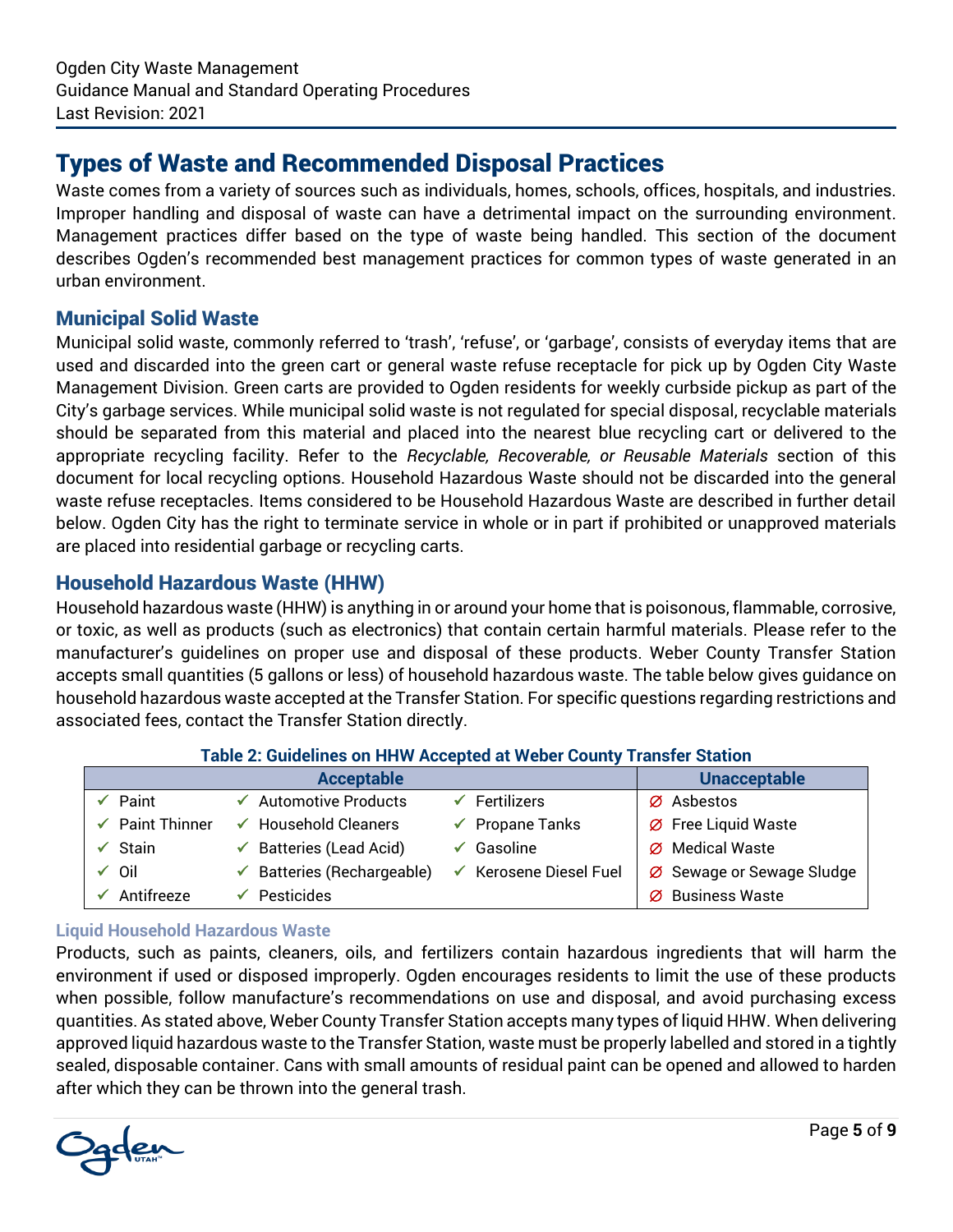# Types of Waste and Recommended Disposal Practices

Waste comes from a variety of sources such as individuals, homes, schools, offices, hospitals, and industries. Improper handling and disposal of waste can have a detrimental impact on the surrounding environment. Management practices differ based on the type of waste being handled. This section of the document describes Ogden's recommended best management practices for common types of waste generated in an urban environment.

## Municipal Solid Waste

Municipal solid waste, commonly referred to 'trash', 'refuse', or 'garbage', consists of everyday items that are used and discarded into the green cart or general waste refuse receptacle for pick up by Ogden City Waste Management Division. Green carts are provided to Ogden residents for weekly curbside pickup as part of the City's garbage services. While municipal solid waste is not regulated for special disposal, recyclable materials should be separated from this material and placed into the nearest blue recycling cart or delivered to the appropriate recycling facility. Refer to the *Recyclable, Recoverable, or Reusable Materials* section of this document for local recycling options. Household Hazardous Waste should not be discarded into the general waste refuse receptacles. Items considered to be Household Hazardous Waste are described in further detail below. Ogden City has the right to terminate service in whole or in part if prohibited or unapproved materials are placed into residential garbage or recycling carts.

## Household Hazardous Waste (HHW)

Household hazardous waste (HHW) is anything in or around your home that is poisonous, flammable, corrosive, or toxic, as well as products (such as electronics) that contain certain harmful materials. Please refer to the manufacturer's guidelines on proper use and disposal of these products. Weber County Transfer Station accepts small quantities (5 gallons or less) of household hazardous waste. The table below gives guidance on household hazardous waste accepted at the Transfer Station. For specific questions regarding restrictions and associated fees, contact the Transfer Station directly.

**Table 2: Guidelines on HHW Accepted at Weber County Transfer Station**

| Acceptable | | | Unacceptable |
|---|---|---|---|
| ✓ Paint | ✓ Automotive Products | ✓ Fertilizers | ∅ Asbestos |
| ✓ Paint Thinner | ✓ Household Cleaners | ✓ Propane Tanks | ∅ Free Liquid Waste |
| ✓ Stain | ✓ Batteries (Lead Acid) | ✓ Gasoline | ∅ Medical Waste |
| ✓ Oil | ✓ Batteries (Rechargeable) | ✓ Kerosene Diesel Fuel | ∅ Sewage or Sewage Sludge |
| ✓ Antifreeze | ✓ Pesticides | | ∅ Business Waste |

### Liquid Household Hazardous Waste

Products, such as paints, cleaners, oils, and fertilizers contain hazardous ingredients that will harm the environment if used or disposed improperly. Ogden encourages residents to limit the use of these products when possible, follow manufacture's recommendations on use and disposal, and avoid purchasing excess quantities. As stated above, Weber County Transfer Station accepts many types of liquid HHW. When delivering approved liquid hazardous waste to the Transfer Station, waste must be properly labelled and stored in a tightly sealed, disposable container. Cans with small amounts of residual paint can be opened and allowed to harden after which they can be thrown into the general trash.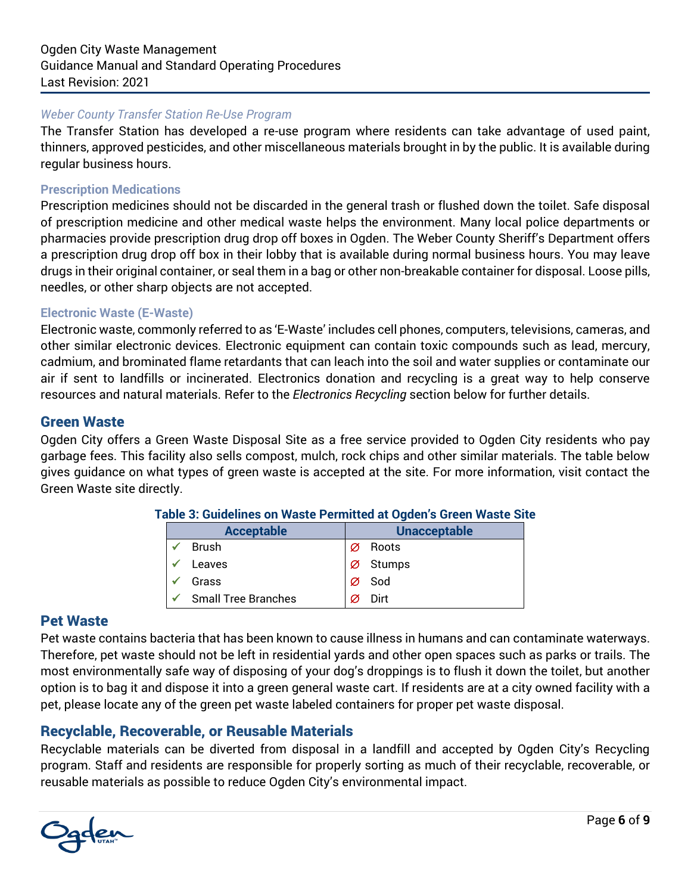*Weber County Transfer Station Re-Use Program*

The Transfer Station has developed a re-use program where residents can take advantage of used paint, thinners, approved pesticides, and other miscellaneous materials brought in by the public. It is available during regular business hours.

### Prescription Medications

Prescription medicines should not be discarded in the general trash or flushed down the toilet. Safe disposal of prescription medicine and other medical waste helps the environment. Many local police departments or pharmacies provide prescription drug drop off boxes in Ogden. The Weber County Sheriff's Department offers a prescription drug drop off box in their lobby that is available during normal business hours. You may leave drugs in their original container, or seal them in a bag or other non-breakable container for disposal. Loose pills, needles, or other sharp objects are not accepted.

### Electronic Waste (E-Waste)

Electronic waste, commonly referred to as 'E-Waste' includes cell phones, computers, televisions, cameras, and other similar electronic devices. Electronic equipment can contain toxic compounds such as lead, mercury, cadmium, and brominated flame retardants that can leach into the soil and water supplies or contaminate our air if sent to landfills or incinerated. Electronics donation and recycling is a great way to help conserve resources and natural materials. Refer to the *Electronics Recycling* section below for further details.

## Green Waste

Ogden City offers a Green Waste Disposal Site as a free service provided to Ogden City residents who pay garbage fees. This facility also sells compost, mulch, rock chips and other similar materials. The table below gives guidance on what types of green waste is accepted at the site. For more information, visit contact the Green Waste site directly.

**Table 3: Guidelines on Waste Permitted at Ogden's Green Waste Site**

| Acceptable | Unacceptable |
|---|---|
| ✓ Brush | ∅ Roots |
| ✓ Leaves | ∅ Stumps |
| ✓ Grass | ∅ Sod |
| ✓ Small Tree Branches | ∅ Dirt |

## Pet Waste

Pet waste contains bacteria that has been known to cause illness in humans and can contaminate waterways. Therefore, pet waste should not be left in residential yards and other open spaces such as parks or trails. The most environmentally safe way of disposing of your dog's droppings is to flush it down the toilet, but another option is to bag it and dispose it into a green general waste cart. If residents are at a city owned facility with a pet, please locate any of the green pet waste labeled containers for proper pet waste disposal.

## Recyclable, Recoverable, or Reusable Materials

Recyclable materials can be diverted from disposal in a landfill and accepted by Ogden City's Recycling program. Staff and residents are responsible for properly sorting as much of their recyclable, recoverable, or reusable materials as possible to reduce Ogden City's environmental impact.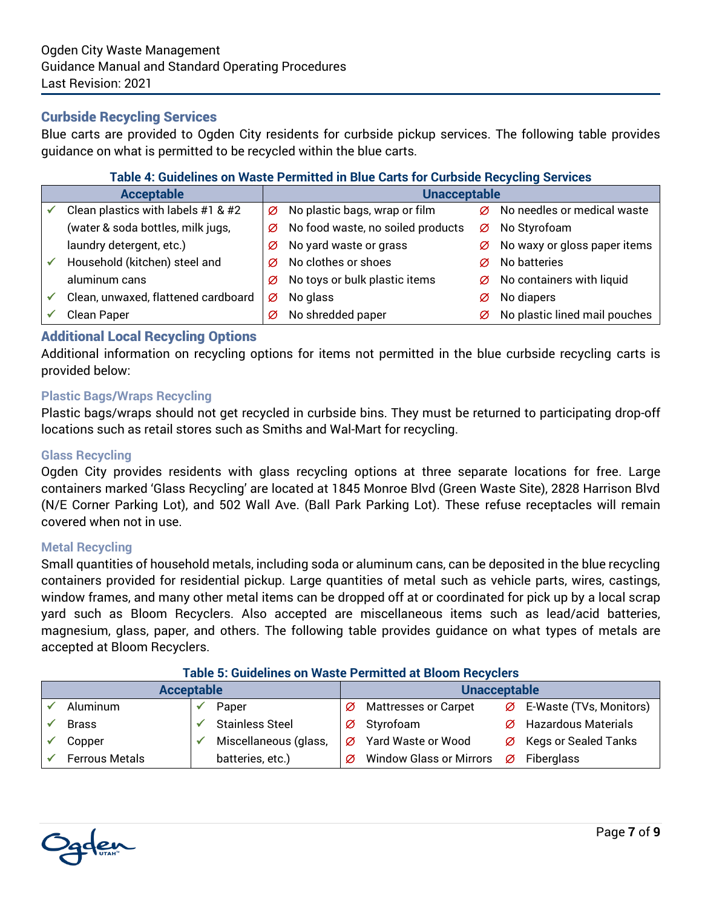## Curbside Recycling Services

Blue carts are provided to Ogden City residents for curbside pickup services. The following table provides guidance on what is permitted to be recycled within the blue carts.

**Table 4: Guidelines on Waste Permitted in Blue Carts for Curbside Recycling Services**

| Acceptable | Unacceptable | |
|---|---|---|
| ✓ Clean plastics with labels #1 & #2 (water & soda bottles, milk jugs, laundry detergent, etc.) | Ø No plastic bags, wrap or film | Ø No needles or medical waste |
| ✓ Household (kitchen) steel and aluminum cans | Ø No food waste, no soiled products | Ø No Styrofoam |
| ✓ Clean, unwaxed, flattened cardboard | Ø No yard waste or grass | Ø No waxy or gloss paper items |
| ✓ Clean Paper | Ø No clothes or shoes | Ø No batteries |
| | Ø No toys or bulk plastic items | Ø No containers with liquid |
| | Ø No glass | Ø No diapers |
| | Ø No shredded paper | Ø No plastic lined mail pouches |

## Additional Local Recycling Options

Additional information on recycling options for items not permitted in the blue curbside recycling carts is provided below:

### Plastic Bags/Wraps Recycling

Plastic bags/wraps should not get recycled in curbside bins. They must be returned to participating drop-off locations such as retail stores such as Smiths and Wal-Mart for recycling.

### Glass Recycling

Ogden City provides residents with glass recycling options at three separate locations for free. Large containers marked 'Glass Recycling' are located at 1845 Monroe Blvd (Green Waste Site), 2828 Harrison Blvd (N/E Corner Parking Lot), and 502 Wall Ave. (Ball Park Parking Lot). These refuse receptacles will remain covered when not in use.

### Metal Recycling

Small quantities of household metals, including soda or aluminum cans, can be deposited in the blue recycling containers provided for residential pickup. Large quantities of metal such as vehicle parts, wires, castings, window frames, and many other metal items can be dropped off at or coordinated for pick up by a local scrap yard such as Bloom Recyclers. Also accepted are miscellaneous items such as lead/acid batteries, magnesium, glass, paper, and others. The following table provides guidance on what types of metals are accepted at Bloom Recyclers.

**Table 5: Guidelines on Waste Permitted at Bloom Recyclers**

| Acceptable | | Unacceptable | |
|---|---|---|---|
| ✓ Aluminum | ✓ Paper | Ø Mattresses or Carpet | Ø E-Waste (TVs, Monitors) |
| ✓ Brass | ✓ Stainless Steel | Ø Styrofoam | Ø Hazardous Materials |
| ✓ Copper | ✓ Miscellaneous (glass, batteries, etc.) | Ø Yard Waste or Wood | Ø Kegs or Sealed Tanks |
| ✓ Ferrous Metals | | Ø Window Glass or Mirrors | Ø Fiberglass |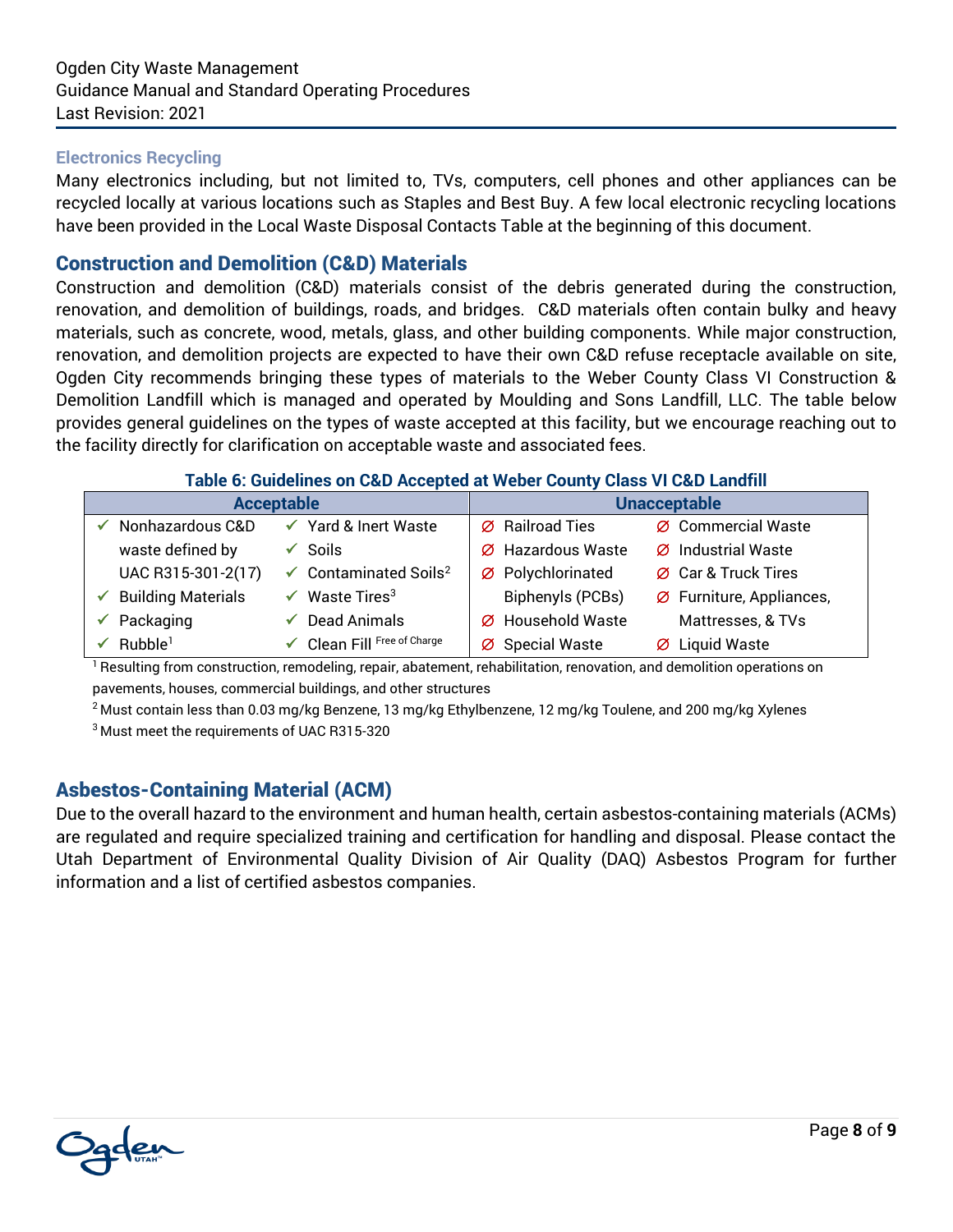### Electronics Recycling

Many electronics including, but not limited to, TVs, computers, cell phones and other appliances can be recycled locally at various locations such as Staples and Best Buy. A few local electronic recycling locations have been provided in the Local Waste Disposal Contacts Table at the beginning of this document.

## Construction and Demolition (C&D) Materials

Construction and demolition (C&D) materials consist of the debris generated during the construction, renovation, and demolition of buildings, roads, and bridges. C&D materials often contain bulky and heavy materials, such as concrete, wood, metals, glass, and other building components. While major construction, renovation, and demolition projects are expected to have their own C&D refuse receptacle available on site, Ogden City recommends bringing these types of materials to the Weber County Class VI Construction & Demolition Landfill which is managed and operated by Moulding and Sons Landfill, LLC. The table below provides general guidelines on the types of waste accepted at this facility, but we encourage reaching out to the facility directly for clarification on acceptable waste and associated fees.

**Table 6: Guidelines on C&D Accepted at Weber County Class VI C&D Landfill**

| Acceptable | | Unacceptable | |
|---|---|---|---|
| ✓ Nonhazardous C&D waste defined by UAC R315-301-2(17) | ✓ Yard & Inert Waste | ∅ Railroad Ties | ∅ Commercial Waste |
| | ✓ Soils | ∅ Hazardous Waste | ∅ Industrial Waste |
| | ✓ Contaminated Soils[2] | ∅ Polychlorinated Biphenyls (PCBs) | ∅ Car & Truck Tires |
| ✓ Building Materials | ✓ Waste Tires[3] | | ∅ Furniture, Appliances, Mattresses, & TVs |
| ✓ Packaging | ✓ Dead Animals | ∅ Household Waste | |
| ✓ Rubble[1] | ✓ Clean Fill Free of Charge | ∅ Special Waste | ∅ Liquid Waste |

[1] Resulting from construction, remodeling, repair, abatement, rehabilitation, renovation, and demolition operations on pavements, houses, commercial buildings, and other structures

[2] Must contain less than 0.03 mg/kg Benzene, 13 mg/kg Ethylbenzene, 12 mg/kg Toulene, and 200 mg/kg Xylenes

[3] Must meet the requirements of UAC R315-320

## Asbestos-Containing Material (ACM)

Due to the overall hazard to the environment and human health, certain asbestos-containing materials (ACMs) are regulated and require specialized training and certification for handling and disposal. Please contact the Utah Department of Environmental Quality Division of Air Quality (DAQ) Asbestos Program for further information and a list of certified asbestos companies.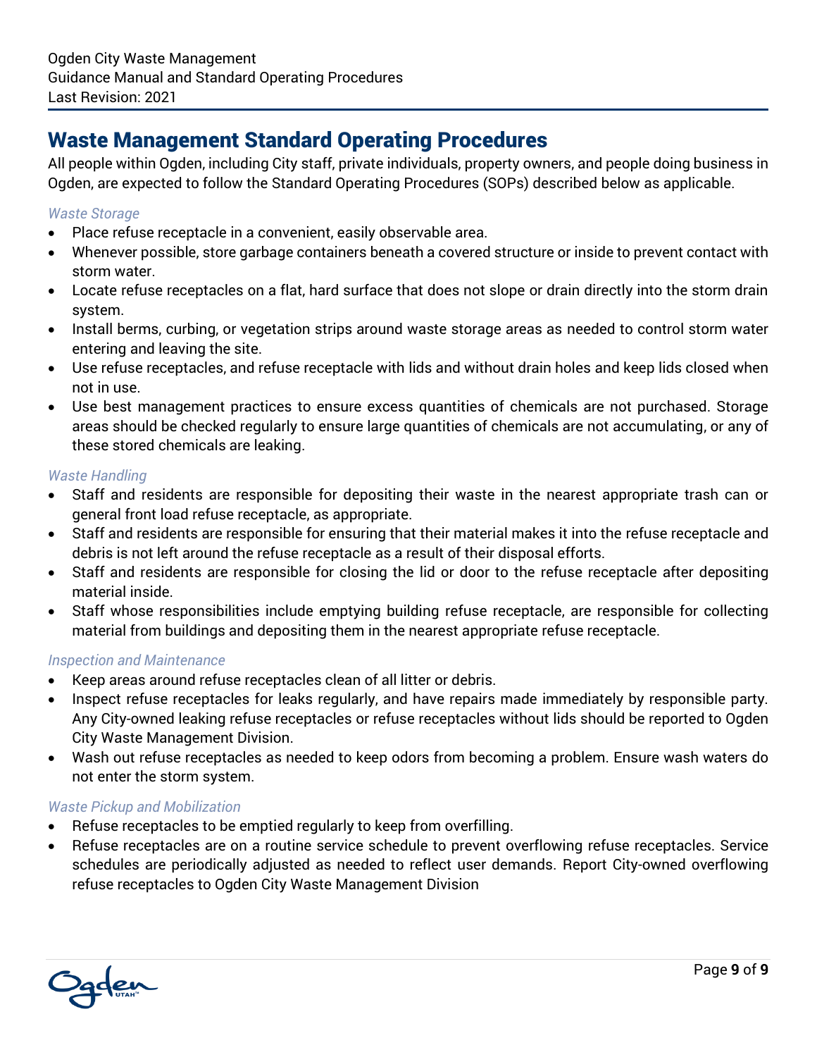## Waste Management Standard Operating Procedures

All people within Ogden, including City staff, private individuals, property owners, and people doing business in Ogden, are expected to follow the Standard Operating Procedures (SOPs) described below as applicable.

### *Waste Storage*

- Place refuse receptacle in a convenient, easily observable area.
- Whenever possible, store garbage containers beneath a covered structure or inside to prevent contact with storm water.
- Locate refuse receptacles on a flat, hard surface that does not slope or drain directly into the storm drain system.
- Install berms, curbing, or vegetation strips around waste storage areas as needed to control storm water entering and leaving the site.
- Use refuse receptacles, and refuse receptacle with lids and without drain holes and keep lids closed when not in use.
- Use best management practices to ensure excess quantities of chemicals are not purchased. Storage areas should be checked regularly to ensure large quantities of chemicals are not accumulating, or any of these stored chemicals are leaking.

### *Waste Handling*

- Staff and residents are responsible for depositing their waste in the nearest appropriate trash can or general front load refuse receptacle, as appropriate.
- Staff and residents are responsible for ensuring that their material makes it into the refuse receptacle and debris is not left around the refuse receptacle as a result of their disposal efforts.
- Staff and residents are responsible for closing the lid or door to the refuse receptacle after depositing material inside.
- Staff whose responsibilities include emptying building refuse receptacle, are responsible for collecting material from buildings and depositing them in the nearest appropriate refuse receptacle.

### *Inspection and Maintenance*

- Keep areas around refuse receptacles clean of all litter or debris.
- Inspect refuse receptacles for leaks regularly, and have repairs made immediately by responsible party. Any City-owned leaking refuse receptacles or refuse receptacles without lids should be reported to Ogden City Waste Management Division.
- Wash out refuse receptacles as needed to keep odors from becoming a problem. Ensure wash waters do not enter the storm system.

### *Waste Pickup and Mobilization*

- Refuse receptacles to be emptied regularly to keep from overfilling.
- Refuse receptacles are on a routine service schedule to prevent overflowing refuse receptacles. Service schedules are periodically adjusted as needed to reflect user demands. Report City-owned overflowing refuse receptacles to Ogden City Waste Management Division